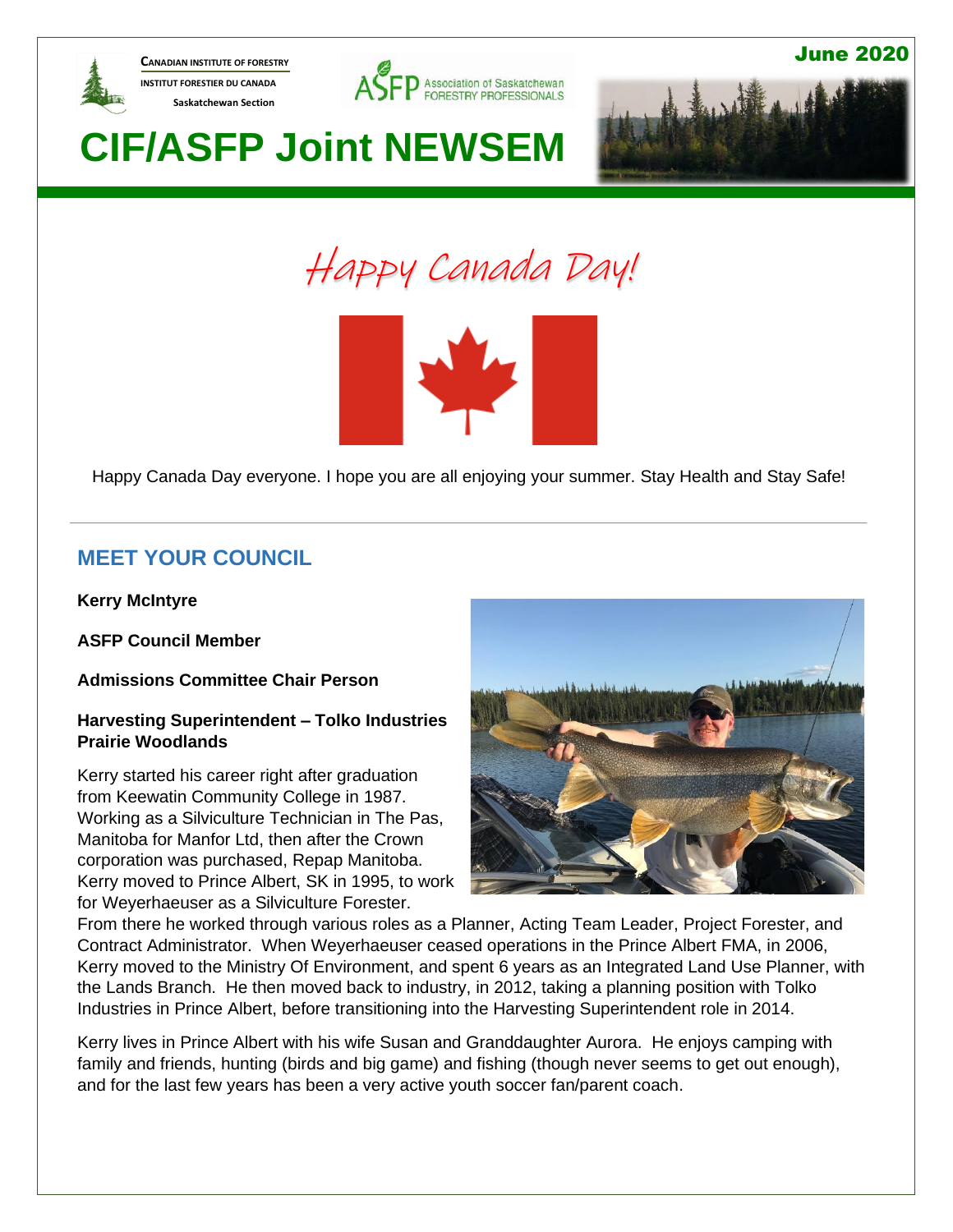CANADIAN INSTITUTE OF FORESTRY
INSTITUT FORESTIER DU CANADA
Saskatchewan Section

ASFP Association of Saskatchewan FORESTRY PROFESSIONALS

June 2020

# CIF/ASFP Joint NEWSEM

## Happy Canada Day!

Happy Canada Day everyone. I hope you are all enjoying your summer. Stay Health and Stay Safe!

---

## MEET YOUR COUNCIL

**Kerry McIntyre**

**ASFP Council Member**

**Admissions Committee Chair Person**

**Harvesting Superintendent – Tolko Industries Prairie Woodlands**

Kerry started his career right after graduation from Keewatin Community College in 1987. Working as a Silviculture Technician in The Pas, Manitoba for Manfor Ltd, then after the Crown corporation was purchased, Repap Manitoba. Kerry moved to Prince Albert, SK in 1995, to work for Weyerhaeuser as a Silviculture Forester. From there he worked through various roles as a Planner, Acting Team Leader, Project Forester, and Contract Administrator. When Weyerhaeuser ceased operations in the Prince Albert FMA, in 2006, Kerry moved to the Ministry Of Environment, and spent 6 years as an Integrated Land Use Planner, with the Lands Branch. He then moved back to industry, in 2012, taking a planning position with Tolko Industries in Prince Albert, before transitioning into the Harvesting Superintendent role in 2014.

Kerry lives in Prince Albert with his wife Susan and Granddaughter Aurora. He enjoys camping with family and friends, hunting (birds and big game) and fishing (though never seems to get out enough), and for the last few years has been a very active youth soccer fan/parent coach.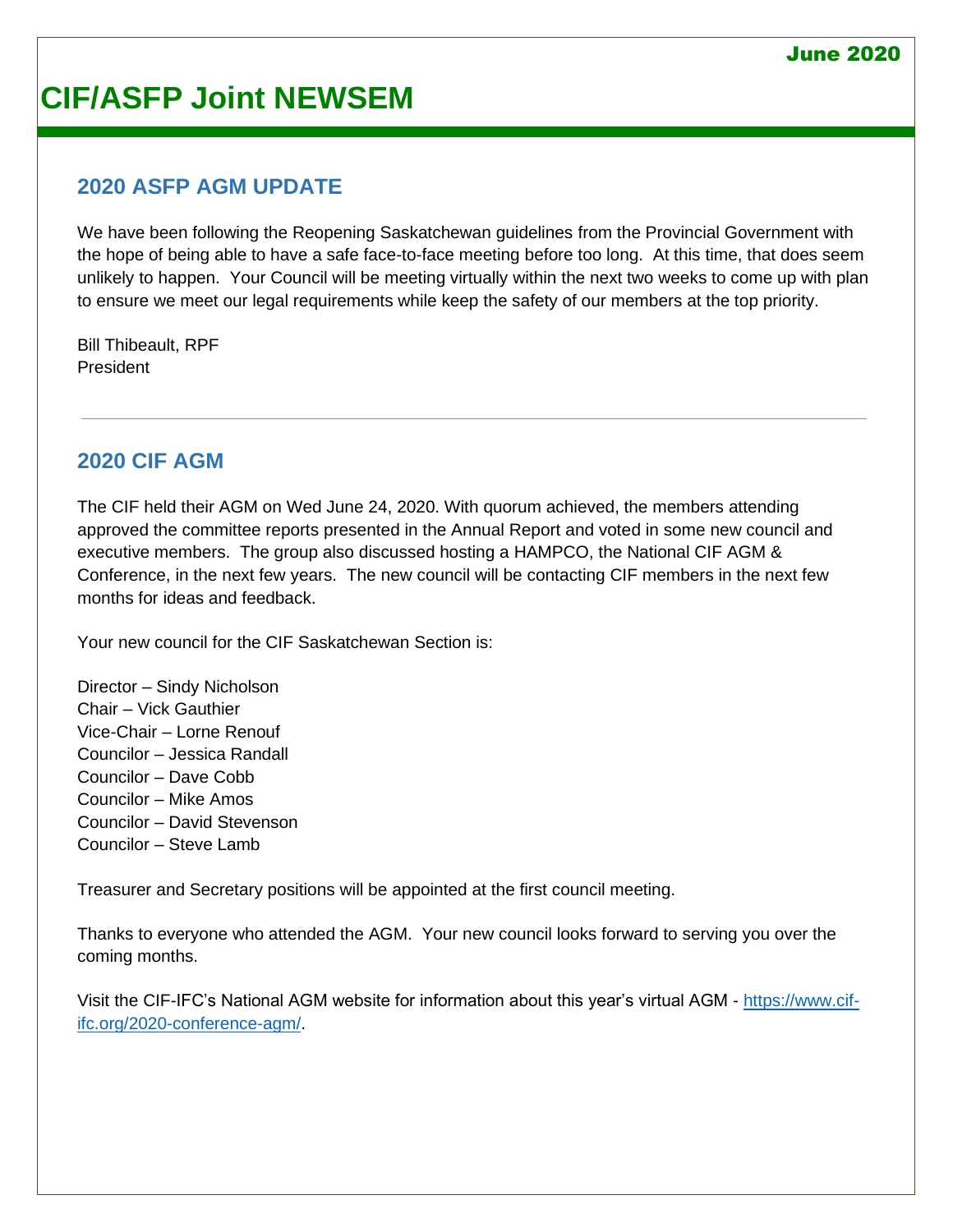June 2020

# CIF/ASFP Joint NEWSEM

## 2020 ASFP AGM UPDATE

We have been following the Reopening Saskatchewan guidelines from the Provincial Government with the hope of being able to have a safe face-to-face meeting before too long. At this time, that does seem unlikely to happen. Your Council will be meeting virtually within the next two weeks to come up with plan to ensure we meet our legal requirements while keep the safety of our members at the top priority.

Bill Thibeault, RPF
President

---

## 2020 CIF AGM

The CIF held their AGM on Wed June 24, 2020. With quorum achieved, the members attending approved the committee reports presented in the Annual Report and voted in some new council and executive members. The group also discussed hosting a HAMPCO, the National CIF AGM & Conference, in the next few years. The new council will be contacting CIF members in the next few months for ideas and feedback.

Your new council for the CIF Saskatchewan Section is:

Director – Sindy Nicholson
Chair – Vick Gauthier
Vice-Chair – Lorne Renouf
Councilor – Jessica Randall
Councilor – Dave Cobb
Councilor – Mike Amos
Councilor – David Stevenson
Councilor – Steve Lamb

Treasurer and Secretary positions will be appointed at the first council meeting.

Thanks to everyone who attended the AGM. Your new council looks forward to serving you over the coming months.

Visit the CIF-IFC's National AGM website for information about this year's virtual AGM - https://www.cif-ifc.org/2020-conference-agm/.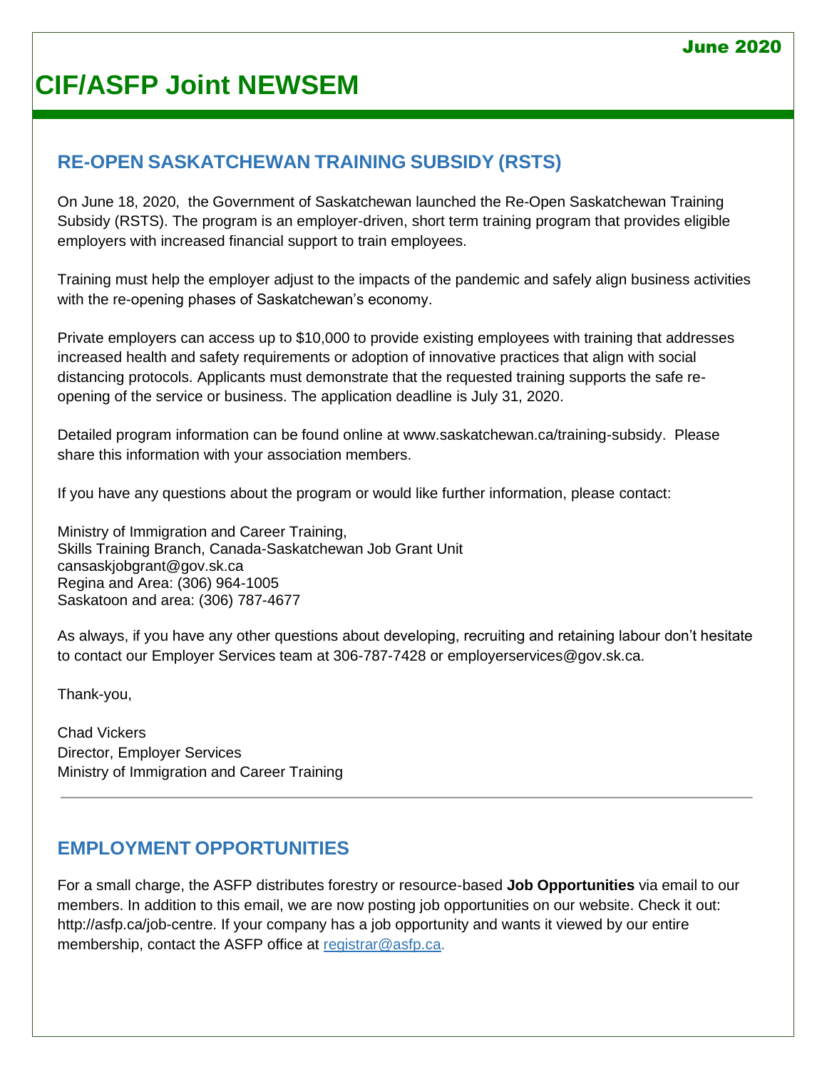June 2020

# CIF/ASFP Joint NEWSEM

## RE-OPEN SASKATCHEWAN TRAINING SUBSIDY (RSTS)

On June 18, 2020, the Government of Saskatchewan launched the Re-Open Saskatchewan Training Subsidy (RSTS). The program is an employer-driven, short term training program that provides eligible employers with increased financial support to train employees.

Training must help the employer adjust to the impacts of the pandemic and safely align business activities with the re-opening phases of Saskatchewan's economy.

Private employers can access up to $10,000 to provide existing employees with training that addresses increased health and safety requirements or adoption of innovative practices that align with social distancing protocols. Applicants must demonstrate that the requested training supports the safe re-opening of the service or business. The application deadline is July 31, 2020.

Detailed program information can be found online at www.saskatchewan.ca/training-subsidy. Please share this information with your association members.

If you have any questions about the program or would like further information, please contact:

Ministry of Immigration and Career Training,
Skills Training Branch, Canada-Saskatchewan Job Grant Unit
cansaskjobgrant@gov.sk.ca
Regina and Area: (306) 964-1005
Saskatoon and area: (306) 787-4677

As always, if you have any other questions about developing, recruiting and retaining labour don't hesitate to contact our Employer Services team at 306-787-7428 or employerservices@gov.sk.ca.

Thank-you,

Chad Vickers
Director, Employer Services
Ministry of Immigration and Career Training

---

## EMPLOYMENT OPPORTUNITIES

For a small charge, the ASFP distributes forestry or resource-based **Job Opportunities** via email to our members. In addition to this email, we are now posting job opportunities on our website. Check it out: http://asfp.ca/job-centre. If your company has a job opportunity and wants it viewed by our entire membership, contact the ASFP office at registrar@asfp.ca.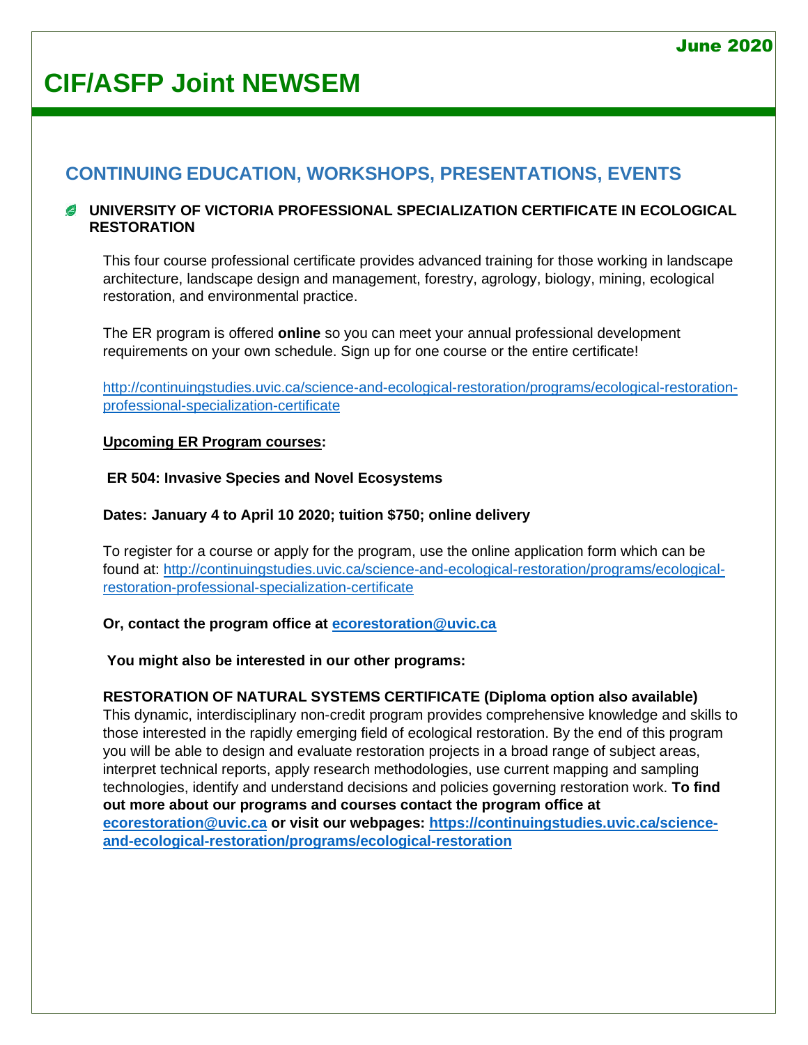## CONTINUING EDUCATION, WORKSHOPS, PRESENTATIONS, EVENTS

### UNIVERSITY OF VICTORIA PROFESSIONAL SPECIALIZATION CERTIFICATE IN ECOLOGICAL RESTORATION

This four course professional certificate provides advanced training for those working in landscape architecture, landscape design and management, forestry, agrology, biology, mining, ecological restoration, and environmental practice.

The ER program is offered **online** so you can meet your annual professional development requirements on your own schedule. Sign up for one course or the entire certificate!

http://continuingstudies.uvic.ca/science-and-ecological-restoration/programs/ecological-restoration-professional-specialization-certificate

**Upcoming ER Program courses:**

**ER 504: Invasive Species and Novel Ecosystems**

**Dates: January 4 to April 10 2020; tuition $750; online delivery**

To register for a course or apply for the program, use the online application form which can be found at: http://continuingstudies.uvic.ca/science-and-ecological-restoration/programs/ecological-restoration-professional-specialization-certificate

**Or, contact the program office at ecorestoration@uvic.ca**

**You might also be interested in our other programs:**

**RESTORATION OF NATURAL SYSTEMS CERTIFICATE (Diploma option also available)**
This dynamic, interdisciplinary non-credit program provides comprehensive knowledge and skills to those interested in the rapidly emerging field of ecological restoration. By the end of this program you will be able to design and evaluate restoration projects in a broad range of subject areas, interpret technical reports, apply research methodologies, use current mapping and sampling technologies, identify and understand decisions and policies governing restoration work. **To find out more about our programs and courses contact the program office at ecorestoration@uvic.ca or visit our webpages: https://continuingstudies.uvic.ca/science-and-ecological-restoration/programs/ecological-restoration**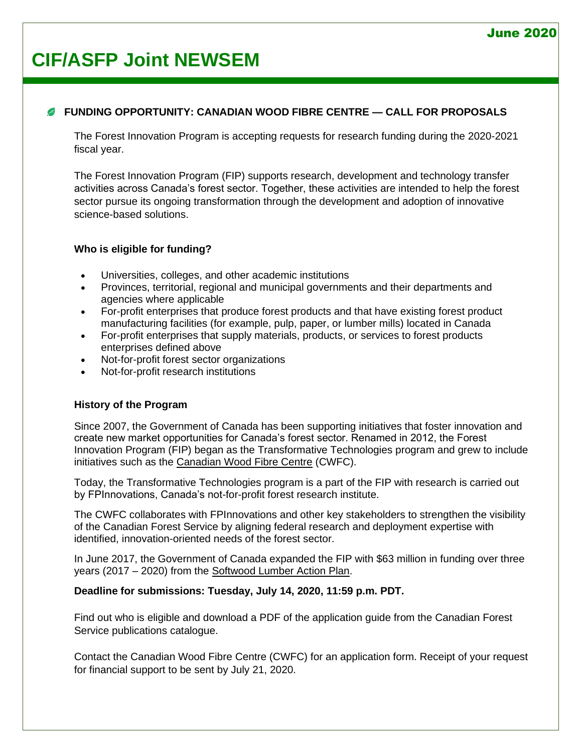# CIF/ASFP Joint NEWSEM

## FUNDING OPPORTUNITY: CANADIAN WOOD FIBRE CENTRE — CALL FOR PROPOSALS

The Forest Innovation Program is accepting requests for research funding during the 2020-2021 fiscal year.

The Forest Innovation Program (FIP) supports research, development and technology transfer activities across Canada's forest sector. Together, these activities are intended to help the forest sector pursue its ongoing transformation through the development and adoption of innovative science-based solutions.

**Who is eligible for funding?**

- Universities, colleges, and other academic institutions
- Provinces, territorial, regional and municipal governments and their departments and agencies where applicable
- For-profit enterprises that produce forest products and that have existing forest product manufacturing facilities (for example, pulp, paper, or lumber mills) located in Canada
- For-profit enterprises that supply materials, products, or services to forest products enterprises defined above
- Not-for-profit forest sector organizations
- Not-for-profit research institutions

**History of the Program**

Since 2007, the Government of Canada has been supporting initiatives that foster innovation and create new market opportunities for Canada's forest sector. Renamed in 2012, the Forest Innovation Program (FIP) began as the Transformative Technologies program and grew to include initiatives such as the Canadian Wood Fibre Centre (CWFC).

Today, the Transformative Technologies program is a part of the FIP with research is carried out by FPInnovations, Canada's not-for-profit forest research institute.

The CWFC collaborates with FPInnovations and other key stakeholders to strengthen the visibility of the Canadian Forest Service by aligning federal research and deployment expertise with identified, innovation-oriented needs of the forest sector.

In June 2017, the Government of Canada expanded the FIP with $63 million in funding over three years (2017 – 2020) from the Softwood Lumber Action Plan.

**Deadline for submissions: Tuesday, July 14, 2020, 11:59 p.m. PDT.**

Find out who is eligible and download a PDF of the application guide from the Canadian Forest Service publications catalogue.

Contact the Canadian Wood Fibre Centre (CWFC) for an application form. Receipt of your request for financial support to be sent by July 21, 2020.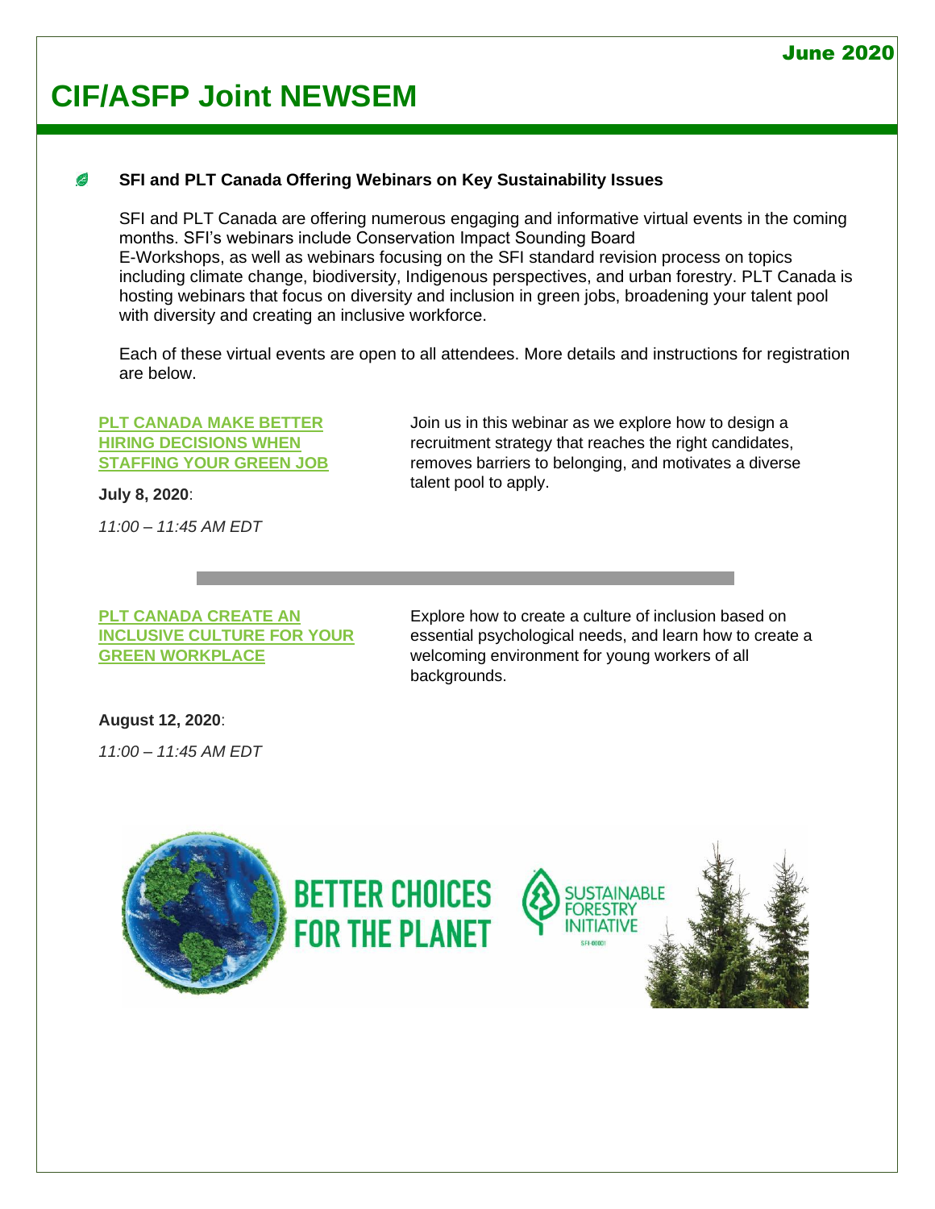June 2020

# CIF/ASFP Joint NEWSEM

### SFI and PLT Canada Offering Webinars on Key Sustainability Issues

SFI and PLT Canada are offering numerous engaging and informative virtual events in the coming months. SFI's webinars include Conservation Impact Sounding Board E-Workshops, as well as webinars focusing on the SFI standard revision process on topics including climate change, biodiversity, Indigenous perspectives, and urban forestry. PLT Canada is hosting webinars that focus on diversity and inclusion in green jobs, broadening your talent pool with diversity and creating an inclusive workforce.

Each of these virtual events are open to all attendees. More details and instructions for registration are below.

**PLT CANADA MAKE BETTER HIRING DECISIONS WHEN STAFFING YOUR GREEN JOB**

**July 8, 2020**:

*11:00 – 11:45 AM EDT*

Join us in this webinar as we explore how to design a recruitment strategy that reaches the right candidates, removes barriers to belonging, and motivates a diverse talent pool to apply.

---

**PLT CANADA CREATE AN INCLUSIVE CULTURE FOR YOUR GREEN WORKPLACE**

Explore how to create a culture of inclusion based on essential psychological needs, and learn how to create a welcoming environment for young workers of all backgrounds.

**August 12, 2020**:

*11:00 – 11:45 AM EDT*

BETTER CHOICES FOR THE PLANET

SUSTAINABLE FORESTRY INITIATIVE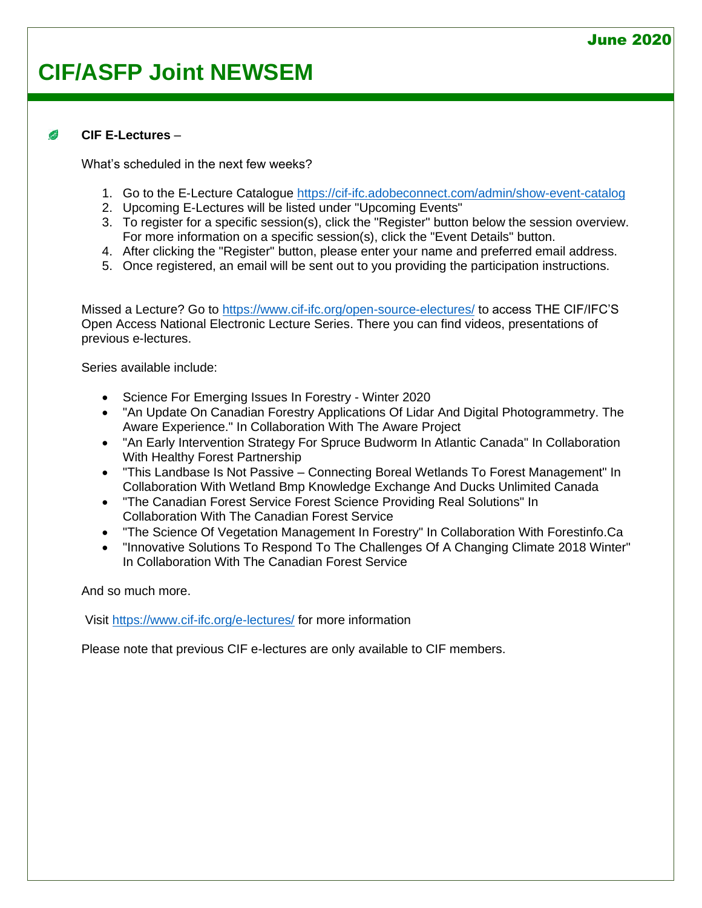# CIF/ASFP Joint NEWSEM

June 2020

- **CIF E-Lectures** –

What's scheduled in the next few weeks?

1. Go to the E-Lecture Catalogue https://cif-ifc.adobeconnect.com/admin/show-event-catalog
2. Upcoming E-Lectures will be listed under "Upcoming Events"
3. To register for a specific session(s), click the "Register" button below the session overview. For more information on a specific session(s), click the "Event Details" button.
4. After clicking the "Register" button, please enter your name and preferred email address.
5. Once registered, an email will be sent out to you providing the participation instructions.

Missed a Lecture? Go to https://www.cif-ifc.org/open-source-electures/ to access THE CIF/IFC'S Open Access National Electronic Lecture Series. There you can find videos, presentations of previous e-lectures.

Series available include:

- Science For Emerging Issues In Forestry - Winter 2020
- "An Update On Canadian Forestry Applications Of Lidar And Digital Photogrammetry. The Aware Experience." In Collaboration With The Aware Project
- "An Early Intervention Strategy For Spruce Budworm In Atlantic Canada" In Collaboration With Healthy Forest Partnership
- "This Landbase Is Not Passive – Connecting Boreal Wetlands To Forest Management" In Collaboration With Wetland Bmp Knowledge Exchange And Ducks Unlimited Canada
- "The Canadian Forest Service Forest Science Providing Real Solutions" In Collaboration With The Canadian Forest Service
- "The Science Of Vegetation Management In Forestry" In Collaboration With Forestinfo.Ca
- "Innovative Solutions To Respond To The Challenges Of A Changing Climate 2018 Winter" In Collaboration With The Canadian Forest Service

And so much more.

Visit https://www.cif-ifc.org/e-lectures/ for more information

Please note that previous CIF e-lectures are only available to CIF members.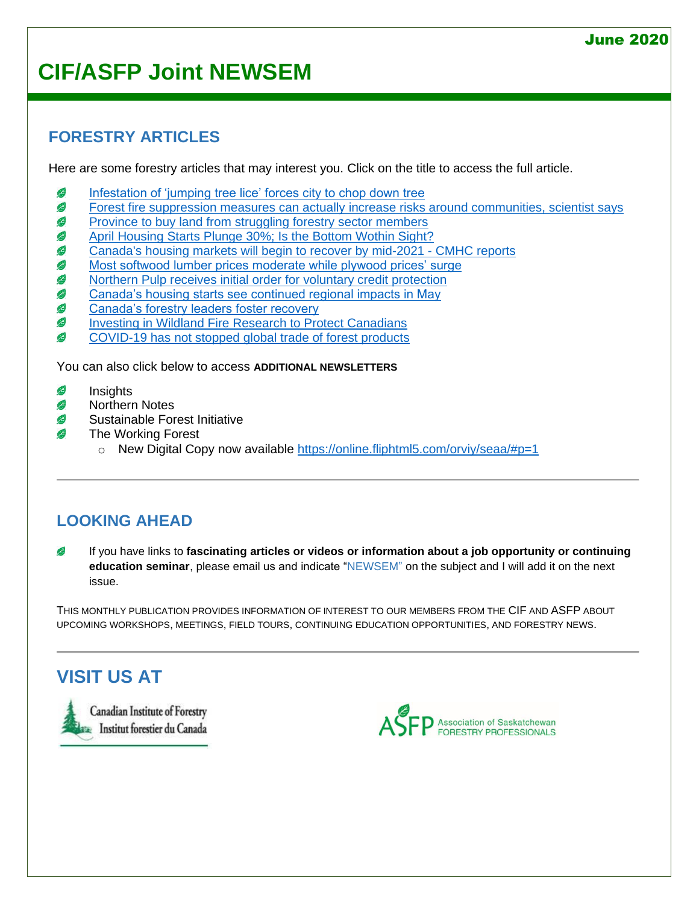June 2020

# CIF/ASFP Joint NEWSEM

## FORESTRY ARTICLES

Here are some forestry articles that may interest you. Click on the title to access the full article.

- Infestation of 'jumping tree lice' forces city to chop down tree
- Forest fire suppression measures can actually increase risks around communities, scientist says
- Province to buy land from struggling forestry sector members
- April Housing Starts Plunge 30%; Is the Bottom Wothin Sight?
- Canada's housing markets will begin to recover by mid-2021 - CMHC reports
- Most softwood lumber prices moderate while plywood prices' surge
- Northern Pulp receives initial order for voluntary credit protection
- Canada's housing starts see continued regional impacts in May
- Canada's forestry leaders foster recovery
- Investing in Wildland Fire Research to Protect Canadians
- COVID-19 has not stopped global trade of forest products

You can also click below to access **ADDITIONAL NEWSLETTERS**

- Insights
- Northern Notes
- Sustainable Forest Initiative
- The Working Forest
  - New Digital Copy now available https://online.fliphtml5.com/orviy/seaa/#p=1

## LOOKING AHEAD

- If you have links to **fascinating articles or videos or information about a job opportunity or continuing education seminar**, please email us and indicate "NEWSEM" on the subject and I will add it on the next issue.

THIS MONTHLY PUBLICATION PROVIDES INFORMATION OF INTEREST TO OUR MEMBERS FROM THE CIF AND ASFP ABOUT UPCOMING WORKSHOPS, MEETINGS, FIELD TOURS, CONTINUING EDUCATION OPPORTUNITIES, AND FORESTRY NEWS.

## VISIT US AT

Canadian Institute of Forestry
Institut forestier du Canada

ASFP Association of Saskatchewan FORESTRY PROFESSIONALS